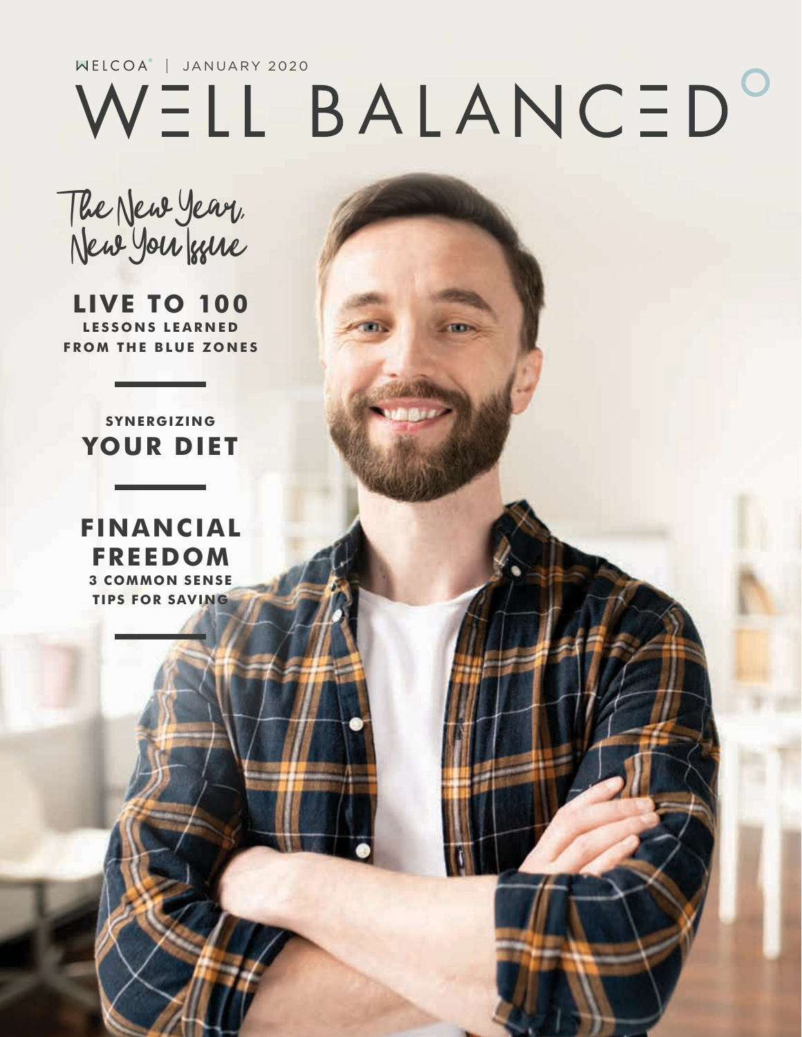WELCOA | JANUARY 2020

# WELL BALANCED

*The New Year, New You Issue*

## LIVE TO 100
**LESSONS LEARNED FROM THE BLUE ZONES**

---

**SYNERGIZING**
## YOUR DIET

---

## FINANCIAL FREEDOM
**3 COMMON SENSE TIPS FOR SAVING**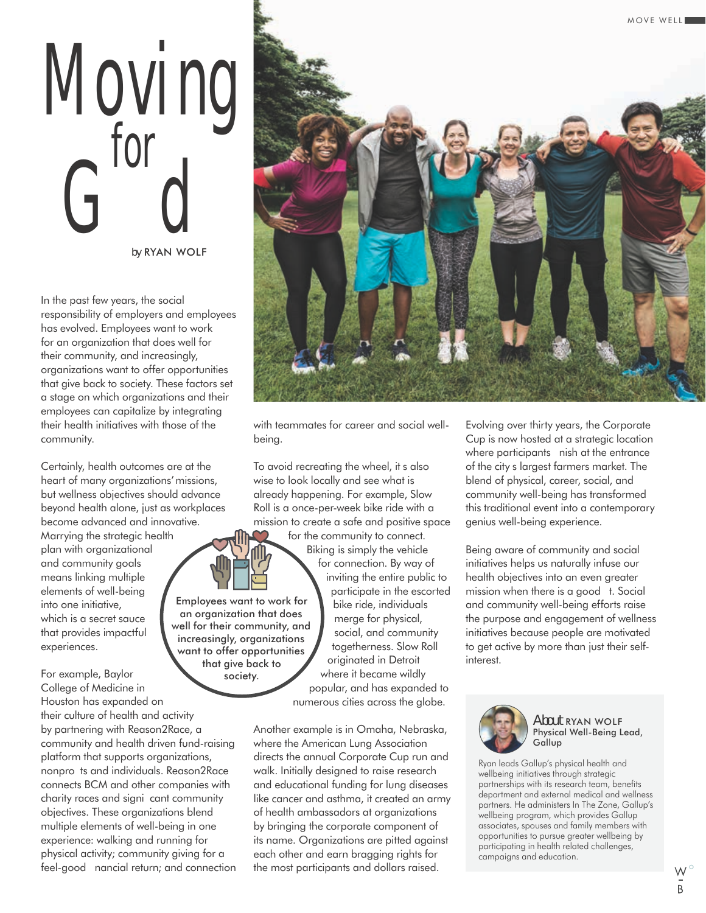# Moving for G d

*by* RYAN WOLF

In the past few years, the social responsibility of employers and employees has evolved. Employees want to work for an organization that does well for their community, and increasingly, organizations want to offer opportunities that give back to society. These factors set a stage on which organizations and their employees can capitalize by integrating their health initiatives with those of the community.

Certainly, health outcomes are at the heart of many organizations' missions, but wellness objectives should advance beyond health alone, just as workplaces become advanced and innovative. Marrying the strategic health plan with organizational and community goals means linking multiple elements of well-being into one initiative, which is a secret sauce that provides impactful experiences.

> **Employees want to work for an organization that does well for their community, and increasingly, organizations want to offer opportunities that give back to society.**

For example, Baylor College of Medicine in Houston has expanded on their culture of health and activity by partnering with Reason2Race, a community and health driven fund-raising platform that supports organizations, nonpro ts and individuals. Reason2Race connects BCM and other companies with charity races and signi cant community objectives. These organizations blend multiple elements of well-being in one experience: walking and running for physical activity; community giving for a feel-good nancial return; and connection with teammates for career and social well-being.

To avoid recreating the wheel, it s also wise to look locally and see what is already happening. For example, Slow Roll is a once-per-week bike ride with a mission to create a safe and positive space for the community to connect. Biking is simply the vehicle for connection. By way of inviting the entire public to participate in the escorted bike ride, individuals merge for physical, social, and community togetherness. Slow Roll originated in Detroit where it became wildly popular, and has expanded to numerous cities across the globe.

Another example is in Omaha, Nebraska, where the American Lung Association directs the annual Corporate Cup run and walk. Initially designed to raise research and educational funding for lung diseases like cancer and asthma, it created an army of health ambassadors at organizations by bringing the corporate component of its name. Organizations are pitted against each other and earn bragging rights for the most participants and dollars raised.

Evolving over thirty years, the Corporate Cup is now hosted at a strategic location where participants nish at the entrance of the city s largest farmers market. The blend of physical, career, social, and community well-being has transformed this traditional event into a contemporary genius well-being experience.

Being aware of community and social initiatives helps us naturally infuse our health objectives into an even greater mission when there is a good t. Social and community well-being efforts raise the purpose and engagement of wellness initiatives because people are motivated to get active by more than just their self-interest.

### About RYAN WOLF
**Physical Well-Being Lead, Gallup**

Ryan leads Gallup's physical health and wellbeing initiatives through strategic partnerships with its research team, benefits department and external medical and wellness partners. He administers In The Zone, Gallup's wellbeing program, which provides Gallup associates, spouses and family members with opportunities to pursue greater wellbeing by participating in health related challenges, campaigns and education.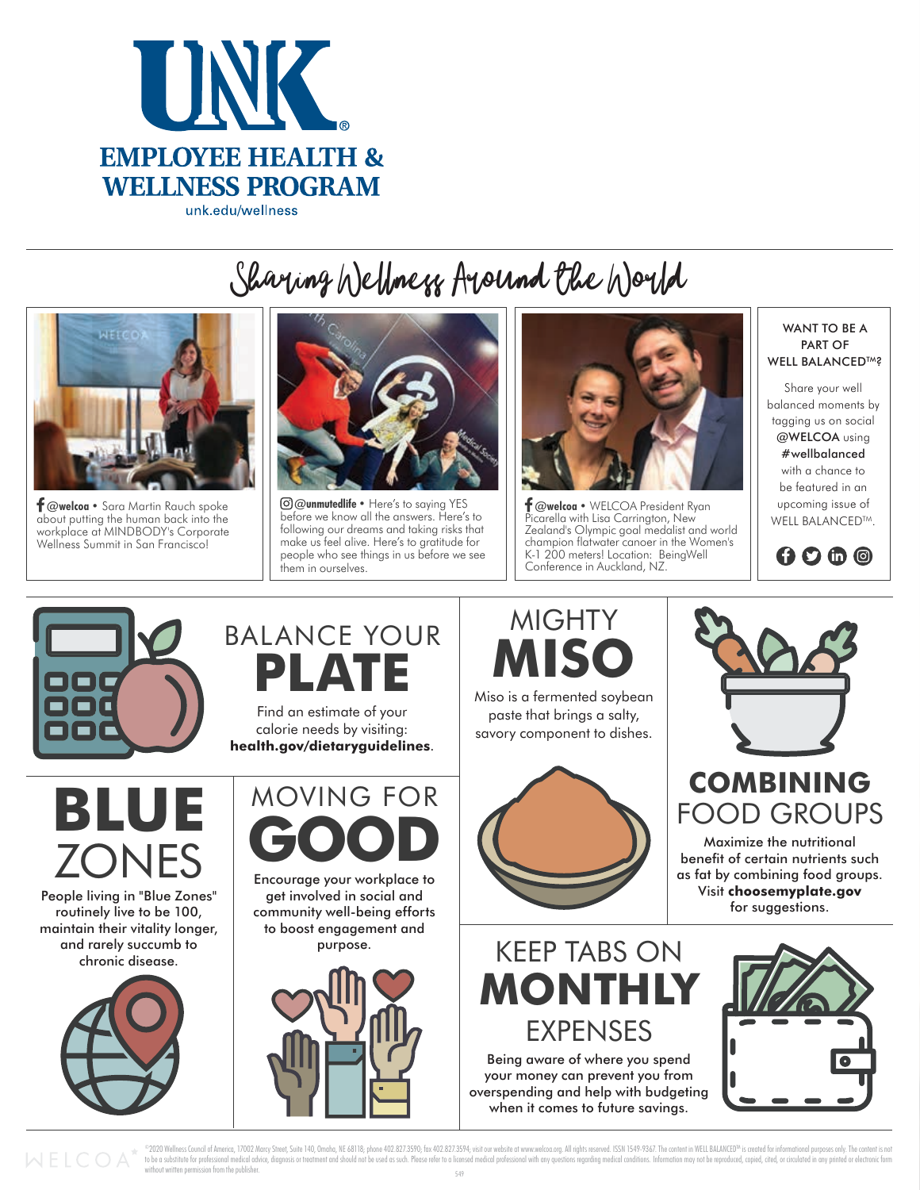# UNK EMPLOYEE HEALTH & WELLNESS PROGRAM

unk.edu/wellness

## Sharing Wellness Around the World

**@welcoa** • Sara Martin Rauch spoke about putting the human back into the workplace at MINDBODY's Corporate Wellness Summit in San Francisco!

**@unmutedlife** • Here's to saying YES before we know all the answers. Here's to following our dreams and taking risks that make us feel alive. Here's to gratitude for people who see things in us before we see them in ourselves.

**@welcoa** • WELCOA President Ryan Picarella with Lisa Carrington, New Zealand's Olympic goal medalist and world champion flatwater canoer in the Women's K-1 200 meters! Location: BeingWell Conference in Auckland, NZ.

WANT TO BE A PART OF WELL BALANCED™?

Share your well balanced moments by tagging us on social @WELCOA using #wellbalanced with a chance to be featured in an upcoming issue of WELL BALANCED™.

## BALANCE YOUR PLATE

Find an estimate of your calorie needs by visiting: **health.gov/dietaryguidelines**.

## MIGHTY MISO

Miso is a fermented soybean paste that brings a salty, savory component to dishes.

## BLUE ZONES

People living in "Blue Zones" routinely live to be 100, maintain their vitality longer, and rarely succumb to chronic disease.

## MOVING FOR GOOD

Encourage your workplace to get involved in social and community well-being efforts to boost engagement and purpose.

## COMBINING FOOD GROUPS

Maximize the nutritional benefit of certain nutrients such as fat by combining food groups. Visit **choosemyplate.gov** for suggestions.

## KEEP TABS ON MONTHLY EXPENSES

Being aware of where you spend your money can prevent you from overspending and help with budgeting when it comes to future savings.

©2020 Wellness Council of America, 17002 Marcy Street, Suite 140, Omaha, NE 68118; phone 402.827.3590; fax 402.827.3594; visit our website at www.welcoa.org. All rights reserved. ISSN 1549-9367. The content in WELL BALANCED™ is created for informational purposes only. The content is not to be a substitute for professional medical advice, diagnosis or treatment and should not be used as such. Please refer to a licensed medical professional with any questions regarding medical conditions. Information may not be reproduced, copied, cited, or circulated in any printed or electronic form without written permission from the publisher.